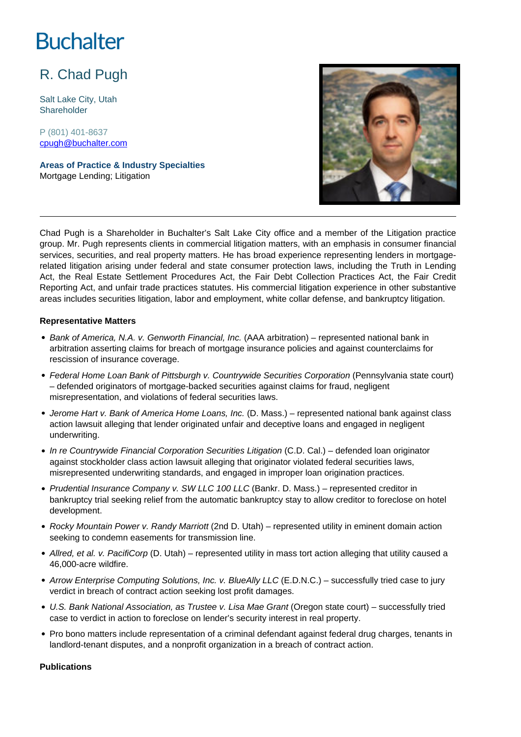# Buchalter

## R. Chad Pugh

Salt Lake City, Utah
Shareholder

P (801) 401-8637
cpugh@buchalter.com

**Areas of Practice & Industry Specialties**
Mortgage Lending; Litigation

---

Chad Pugh is a Shareholder in Buchalter's Salt Lake City office and a member of the Litigation practice group. Mr. Pugh represents clients in commercial litigation matters, with an emphasis in consumer financial services, securities, and real property matters. He has broad experience representing lenders in mortgage-related litigation arising under federal and state consumer protection laws, including the Truth in Lending Act, the Real Estate Settlement Procedures Act, the Fair Debt Collection Practices Act, the Fair Credit Reporting Act, and unfair trade practices statutes. His commercial litigation experience in other substantive areas includes securities litigation, labor and employment, white collar defense, and bankruptcy litigation.

**Representative Matters**

- *Bank of America, N.A. v. Genworth Financial, Inc.* (AAA arbitration) – represented national bank in arbitration asserting claims for breach of mortgage insurance policies and against counterclaims for rescission of insurance coverage.
- *Federal Home Loan Bank of Pittsburgh v. Countrywide Securities Corporation* (Pennsylvania state court) – defended originators of mortgage-backed securities against claims for fraud, negligent misrepresentation, and violations of federal securities laws.
- *Jerome Hart v. Bank of America Home Loans, Inc.* (D. Mass.) – represented national bank against class action lawsuit alleging that lender originated unfair and deceptive loans and engaged in negligent underwriting.
- *In re Countrywide Financial Corporation Securities Litigation* (C.D. Cal.) – defended loan originator against stockholder class action lawsuit alleging that originator violated federal securities laws, misrepresented underwriting standards, and engaged in improper loan origination practices.
- *Prudential Insurance Company v. SW LLC 100 LLC* (Bankr. D. Mass.) – represented creditor in bankruptcy trial seeking relief from the automatic bankruptcy stay to allow creditor to foreclose on hotel development.
- *Rocky Mountain Power v. Randy Marriott* (2nd D. Utah) – represented utility in eminent domain action seeking to condemn easements for transmission line.
- *Allred, et al. v. PacifiCorp* (D. Utah) – represented utility in mass tort action alleging that utility caused a 46,000-acre wildfire.
- *Arrow Enterprise Computing Solutions, Inc. v. BlueAlly LLC* (E.D.N.C.) – successfully tried case to jury verdict in breach of contract action seeking lost profit damages.
- *U.S. Bank National Association, as Trustee v. Lisa Mae Grant* (Oregon state court) – successfully tried case to verdict in action to foreclose on lender's security interest in real property.
- Pro bono matters include representation of a criminal defendant against federal drug charges, tenants in landlord-tenant disputes, and a nonprofit organization in a breach of contract action.

**Publications**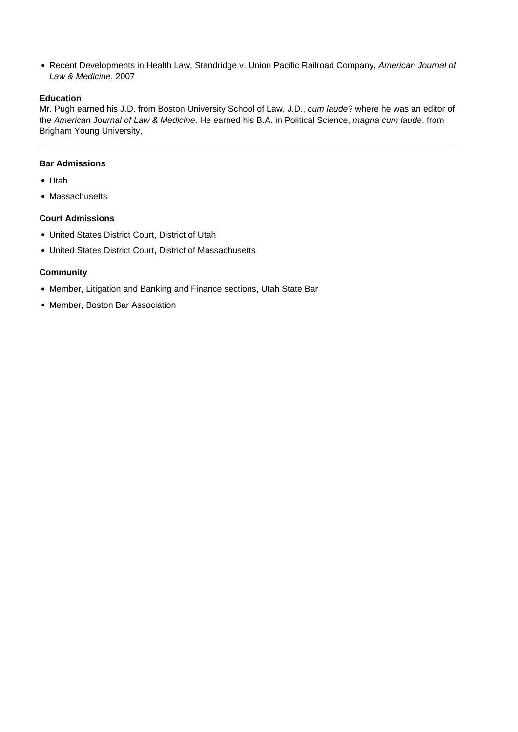- Recent Developments in Health Law, Standridge v. Union Pacific Railroad Company, *American Journal of Law & Medicine*, 2007

**Education**

Mr. Pugh earned his J.D. from Boston University School of Law, J.D., *cum laude*? where he was an editor of the *American Journal of Law & Medicine*. He earned his B.A. in Political Science, *magna cum laude*, from Brigham Young University.

---

**Bar Admissions**

- Utah
- Massachusetts

**Court Admissions**

- United States District Court, District of Utah
- United States District Court, District of Massachusetts

**Community**

- Member, Litigation and Banking and Finance sections, Utah State Bar
- Member, Boston Bar Association